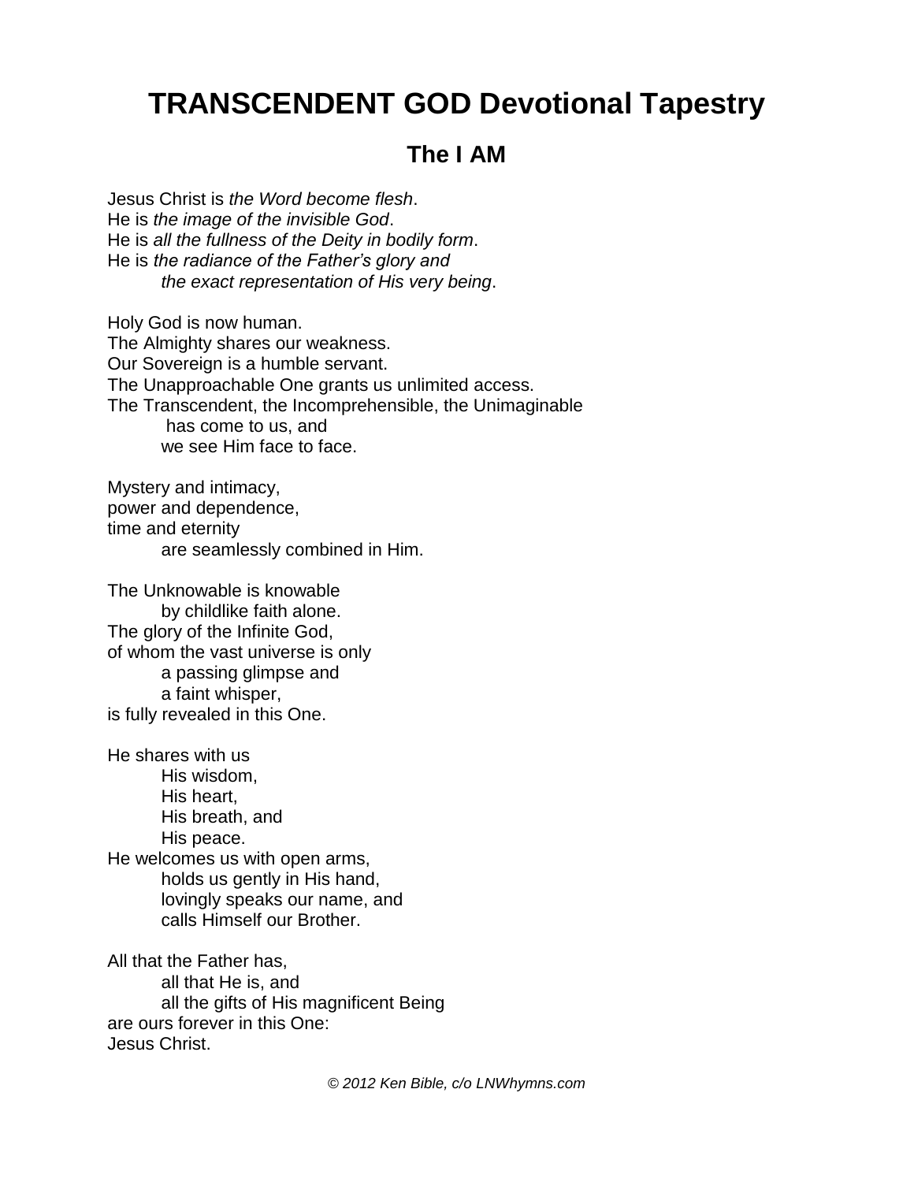# TRANSCENDENT GOD Devotional Tapestry

## The I AM

Jesus Christ is *the Word become flesh*.  
He is *the image of the invisible God*.  
He is *all the fullness of the Deity in bodily form*.  
He is *the radiance of the Father's glory and*  
    *the exact representation of His very being*.

Holy God is now human.  
The Almighty shares our weakness.  
Our Sovereign is a humble servant.  
The Unapproachable One grants us unlimited access.  
The Transcendent, the Incomprehensible, the Unimaginable  
    has come to us, and  
    we see Him face to face.

Mystery and intimacy,  
power and dependence,  
time and eternity  
    are seamlessly combined in Him.

The Unknowable is knowable  
    by childlike faith alone.  
The glory of the Infinite God,  
of whom the vast universe is only  
    a passing glimpse and  
    a faint whisper,  
is fully revealed in this One.

He shares with us  
    His wisdom,  
    His heart,  
    His breath, and  
    His peace.  
He welcomes us with open arms,  
    holds us gently in His hand,  
    lovingly speaks our name, and  
    calls Himself our Brother.

All that the Father has,  
    all that He is, and  
    all the gifts of His magnificent Being  
are ours forever in this One:  
Jesus Christ.

*© 2012 Ken Bible, c/o LNWhymns.com*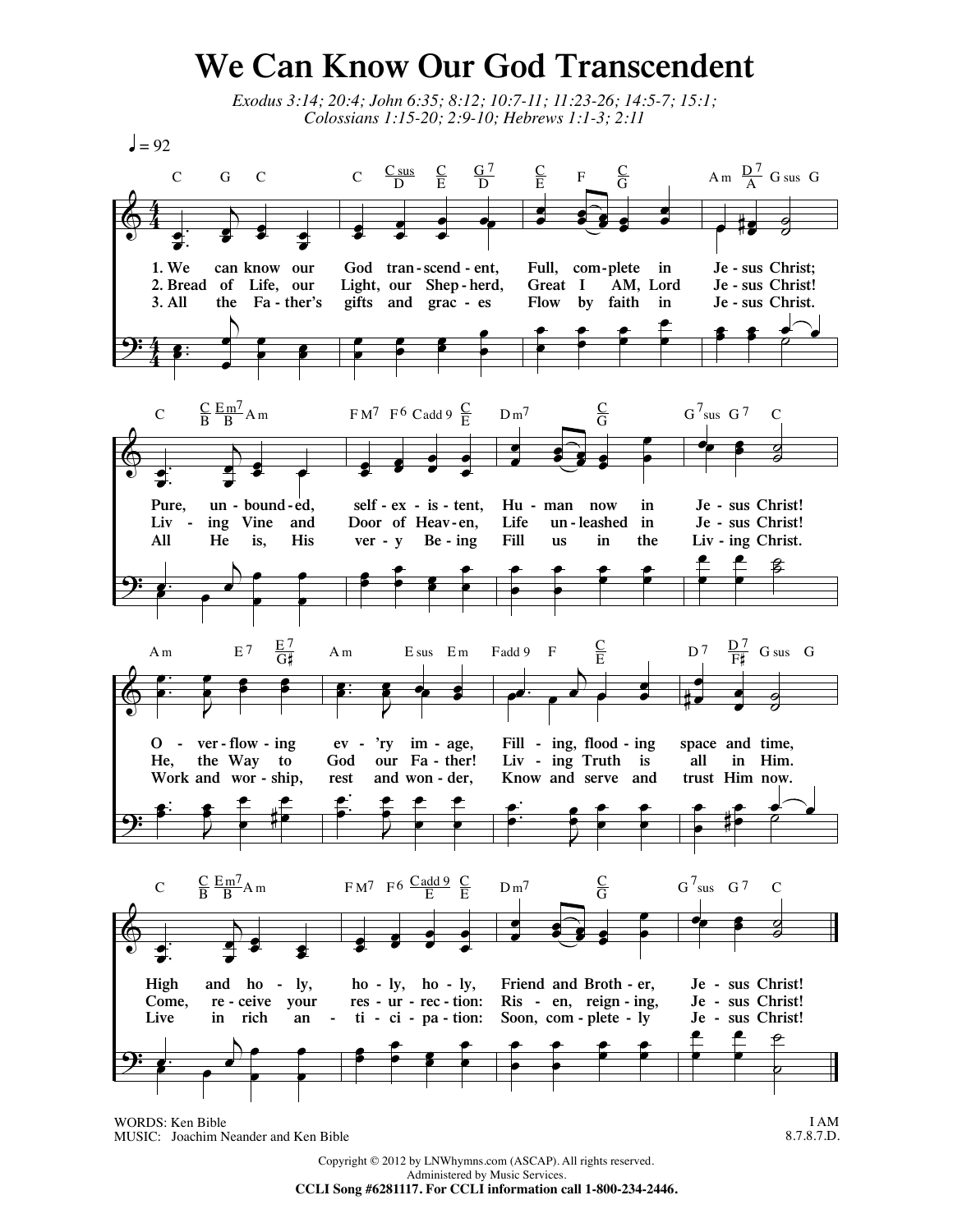# We Can Know Our God Transcendent

*Exodus 3:14; 20:4; John 6:35; 8:12; 10:7-11; 11:23-26; 14:5-7; 15:1; Colossians 1:15-20; 2:9-10; Hebrews 1:1-3; 2:11*

♩ = 92

1. We can know our God transcendent, Full, complete in Jesus Christ;
Pure, unbounded, self-existent, Human now in Jesus Christ!
O - verflowing ev'ry image, Filling, flooding space and time,
High and holy, holy, holy, Friend and Brother, Jesus Christ!

2. Bread of Life, our Light, our Shepherd, Great I AM, Lord Jesus Christ!
Living Vine and Door of Heaven, Life unleashed in Jesus Christ!
He, the Way to God our Father! Living Truth is all in Him.
Come, receive your resurrection: Risen, reigning, Jesus Christ!

3. All the Father's gifts and graces Flow by faith in Jesus Christ.
All He is, His very Being Fill us in the Living Christ.
Work and worship, rest and wonder, Know and serve and trust Him now.
Live in rich anticipation: Soon, completely Jesus Christ!

WORDS: Ken Bible
MUSIC: Joachim Neander and Ken Bible

I AM
8.7.8.7.D.

Copyright © 2012 by LNWhymns.com (ASCAP). All rights reserved.
Administered by Music Services.
**CCLI Song #6281117. For CCLI information call 1-800-234-2446.**